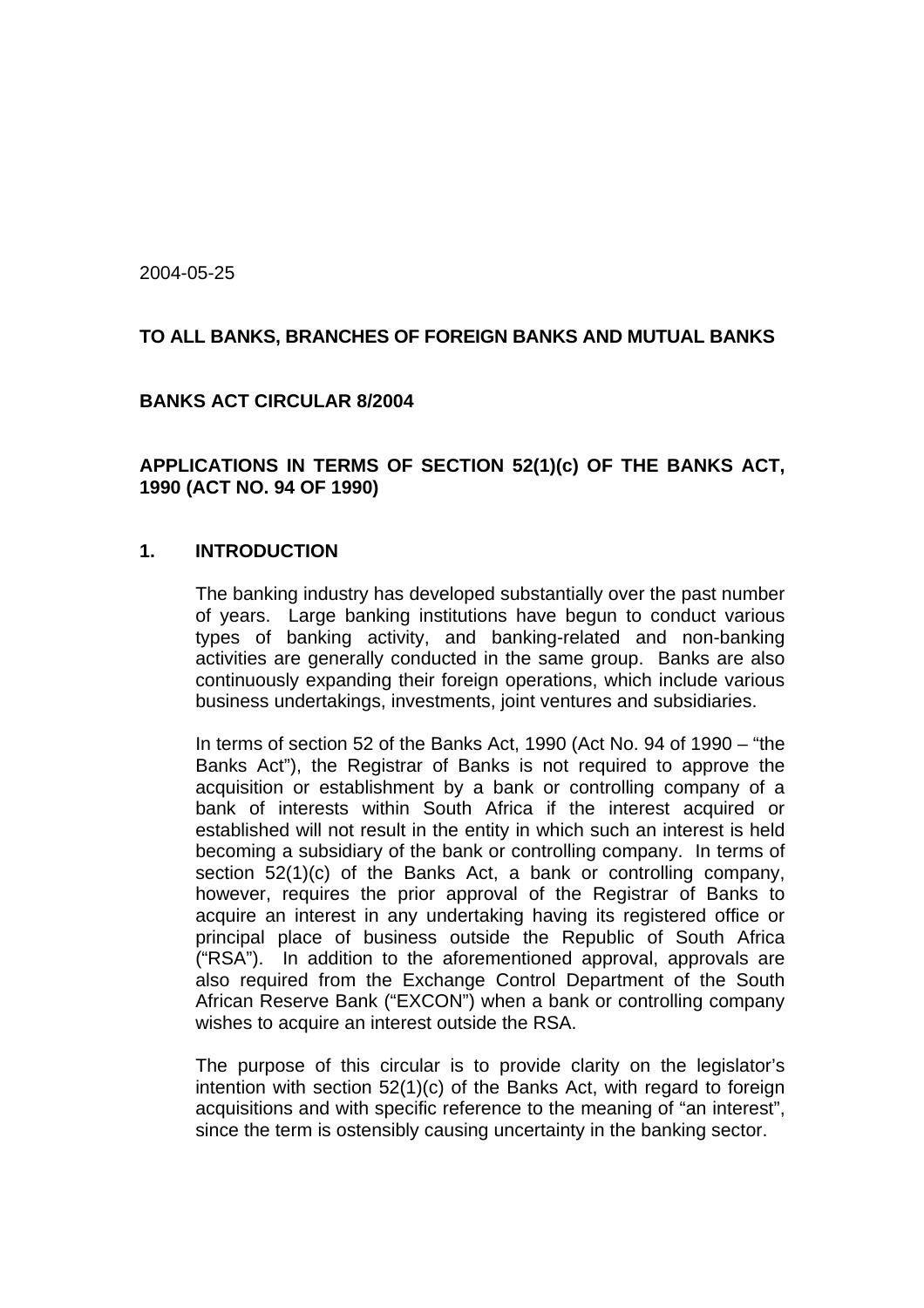2004-05-25

**TO ALL BANKS, BRANCHES OF FOREIGN BANKS AND MUTUAL BANKS**

**BANKS ACT CIRCULAR 8/2004**

**APPLICATIONS IN TERMS OF SECTION 52(1)(c) OF THE BANKS ACT, 1990 (ACT NO. 94 OF 1990)**

## 1. INTRODUCTION

The banking industry has developed substantially over the past number of years. Large banking institutions have begun to conduct various types of banking activity, and banking-related and non-banking activities are generally conducted in the same group. Banks are also continuously expanding their foreign operations, which include various business undertakings, investments, joint ventures and subsidiaries.

In terms of section 52 of the Banks Act, 1990 (Act No. 94 of 1990 – "the Banks Act"), the Registrar of Banks is not required to approve the acquisition or establishment by a bank or controlling company of a bank of interests within South Africa if the interest acquired or established will not result in the entity in which such an interest is held becoming a subsidiary of the bank or controlling company. In terms of section 52(1)(c) of the Banks Act, a bank or controlling company, however, requires the prior approval of the Registrar of Banks to acquire an interest in any undertaking having its registered office or principal place of business outside the Republic of South Africa ("RSA"). In addition to the aforementioned approval, approvals are also required from the Exchange Control Department of the South African Reserve Bank ("EXCON") when a bank or controlling company wishes to acquire an interest outside the RSA.

The purpose of this circular is to provide clarity on the legislator's intention with section 52(1)(c) of the Banks Act, with regard to foreign acquisitions and with specific reference to the meaning of "an interest", since the term is ostensibly causing uncertainty in the banking sector.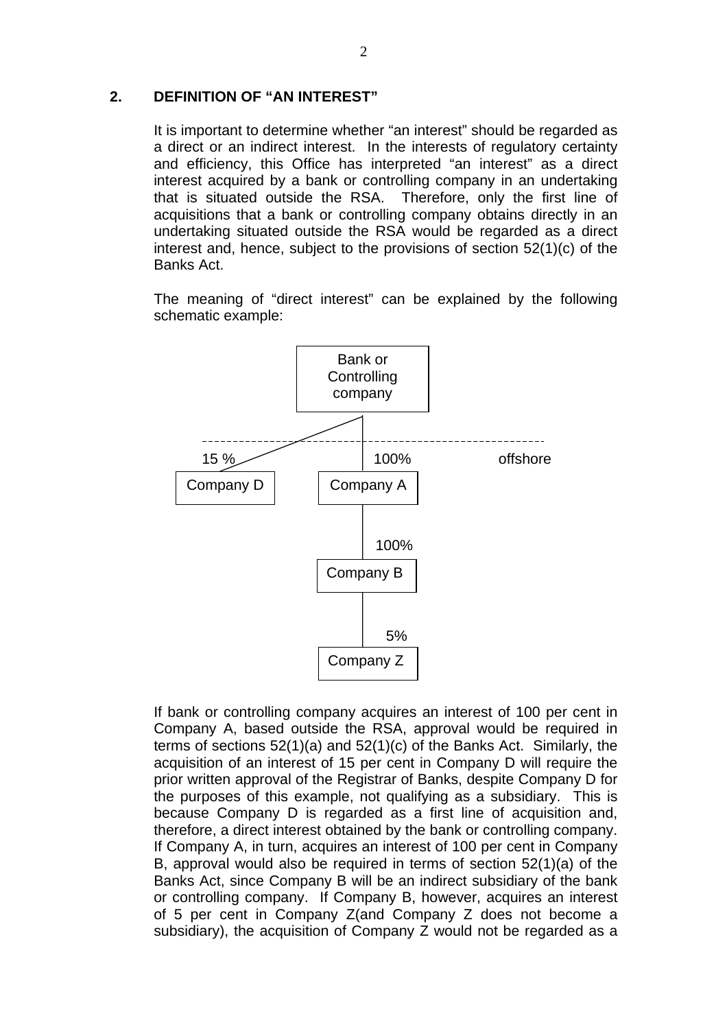## 2. DEFINITION OF "AN INTEREST"

It is important to determine whether "an interest" should be regarded as a direct or an indirect interest. In the interests of regulatory certainty and efficiency, this Office has interpreted "an interest" as a direct interest acquired by a bank or controlling company in an undertaking that is situated outside the RSA. Therefore, only the first line of acquisitions that a bank or controlling company obtains directly in an undertaking situated outside the RSA would be regarded as a direct interest and, hence, subject to the provisions of section 52(1)(c) of the Banks Act.

The meaning of "direct interest" can be explained by the following schematic example:

```
                    Bank or
                   Controlling
                    company
                   /      |
  ----------------/-------|------------------------
  15 %           /        | 100%          offshore
  Company D           Company A
                          |
                          | 100%
                      Company B
                          |
                          | 5%
                      Company Z
```

If bank or controlling company acquires an interest of 100 per cent in Company A, based outside the RSA, approval would be required in terms of sections 52(1)(a) and 52(1)(c) of the Banks Act. Similarly, the acquisition of an interest of 15 per cent in Company D will require the prior written approval of the Registrar of Banks, despite Company D for the purposes of this example, not qualifying as a subsidiary. This is because Company D is regarded as a first line of acquisition and, therefore, a direct interest obtained by the bank or controlling company. If Company A, in turn, acquires an interest of 100 per cent in Company B, approval would also be required in terms of section 52(1)(a) of the Banks Act, since Company B will be an indirect subsidiary of the bank or controlling company. If Company B, however, acquires an interest of 5 per cent in Company Z(and Company Z does not become a subsidiary), the acquisition of Company Z would not be regarded as a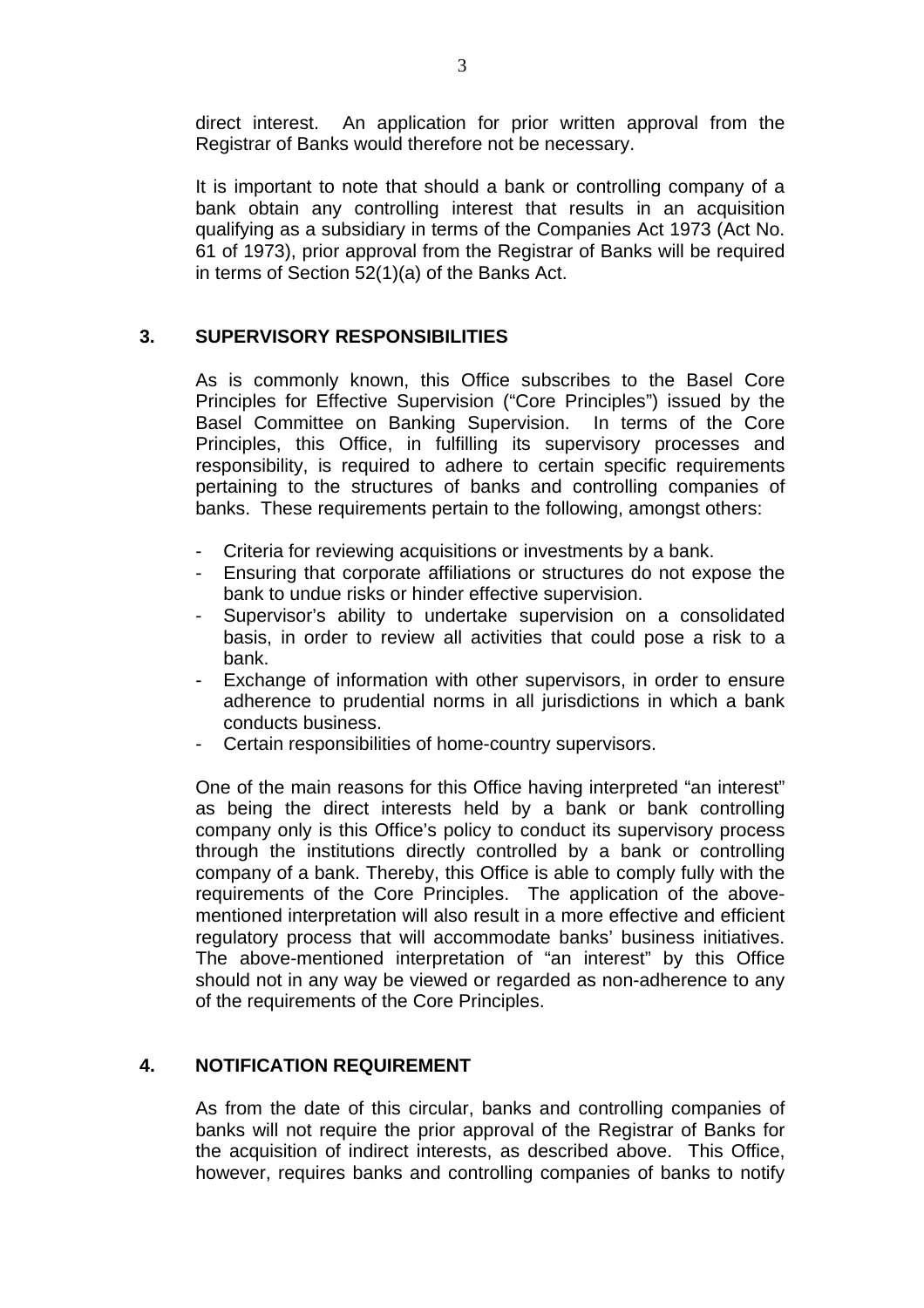direct interest. An application for prior written approval from the Registrar of Banks would therefore not be necessary.

It is important to note that should a bank or controlling company of a bank obtain any controlling interest that results in an acquisition qualifying as a subsidiary in terms of the Companies Act 1973 (Act No. 61 of 1973), prior approval from the Registrar of Banks will be required in terms of Section 52(1)(a) of the Banks Act.

## 3. SUPERVISORY RESPONSIBILITIES

As is commonly known, this Office subscribes to the Basel Core Principles for Effective Supervision ("Core Principles") issued by the Basel Committee on Banking Supervision. In terms of the Core Principles, this Office, in fulfilling its supervisory processes and responsibility, is required to adhere to certain specific requirements pertaining to the structures of banks and controlling companies of banks. These requirements pertain to the following, amongst others:

- Criteria for reviewing acquisitions or investments by a bank.
- Ensuring that corporate affiliations or structures do not expose the bank to undue risks or hinder effective supervision.
- Supervisor's ability to undertake supervision on a consolidated basis, in order to review all activities that could pose a risk to a bank.
- Exchange of information with other supervisors, in order to ensure adherence to prudential norms in all jurisdictions in which a bank conducts business.
- Certain responsibilities of home-country supervisors.

One of the main reasons for this Office having interpreted "an interest" as being the direct interests held by a bank or bank controlling company only is this Office's policy to conduct its supervisory process through the institutions directly controlled by a bank or controlling company of a bank. Thereby, this Office is able to comply fully with the requirements of the Core Principles. The application of the above-mentioned interpretation will also result in a more effective and efficient regulatory process that will accommodate banks' business initiatives. The above-mentioned interpretation of "an interest" by this Office should not in any way be viewed or regarded as non-adherence to any of the requirements of the Core Principles.

## 4. NOTIFICATION REQUIREMENT

As from the date of this circular, banks and controlling companies of banks will not require the prior approval of the Registrar of Banks for the acquisition of indirect interests, as described above. This Office, however, requires banks and controlling companies of banks to notify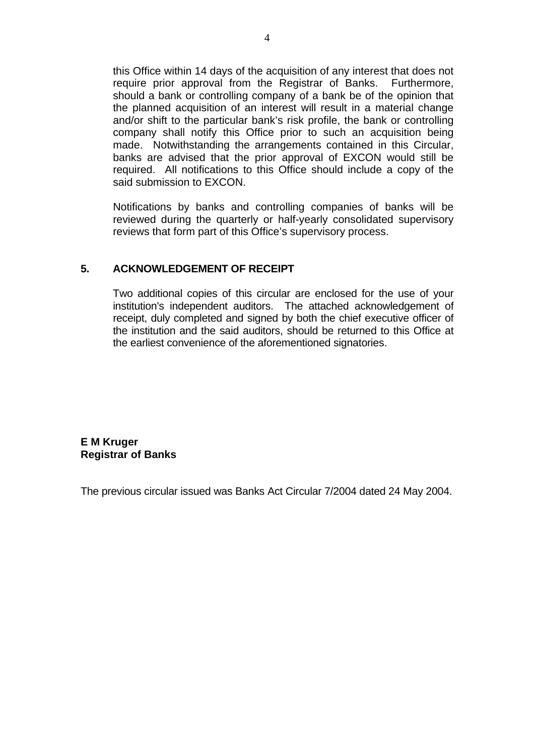this Office within 14 days of the acquisition of any interest that does not require prior approval from the Registrar of Banks. Furthermore, should a bank or controlling company of a bank be of the opinion that the planned acquisition of an interest will result in a material change and/or shift to the particular bank's risk profile, the bank or controlling company shall notify this Office prior to such an acquisition being made. Notwithstanding the arrangements contained in this Circular, banks are advised that the prior approval of EXCON would still be required. All notifications to this Office should include a copy of the said submission to EXCON.

Notifications by banks and controlling companies of banks will be reviewed during the quarterly or half-yearly consolidated supervisory reviews that form part of this Office's supervisory process.

## 5. ACKNOWLEDGEMENT OF RECEIPT

Two additional copies of this circular are enclosed for the use of your institution's independent auditors. The attached acknowledgement of receipt, duly completed and signed by both the chief executive officer of the institution and the said auditors, should be returned to this Office at the earliest convenience of the aforementioned signatories.

**E M Kruger**
**Registrar of Banks**

The previous circular issued was Banks Act Circular 7/2004 dated 24 May 2004.